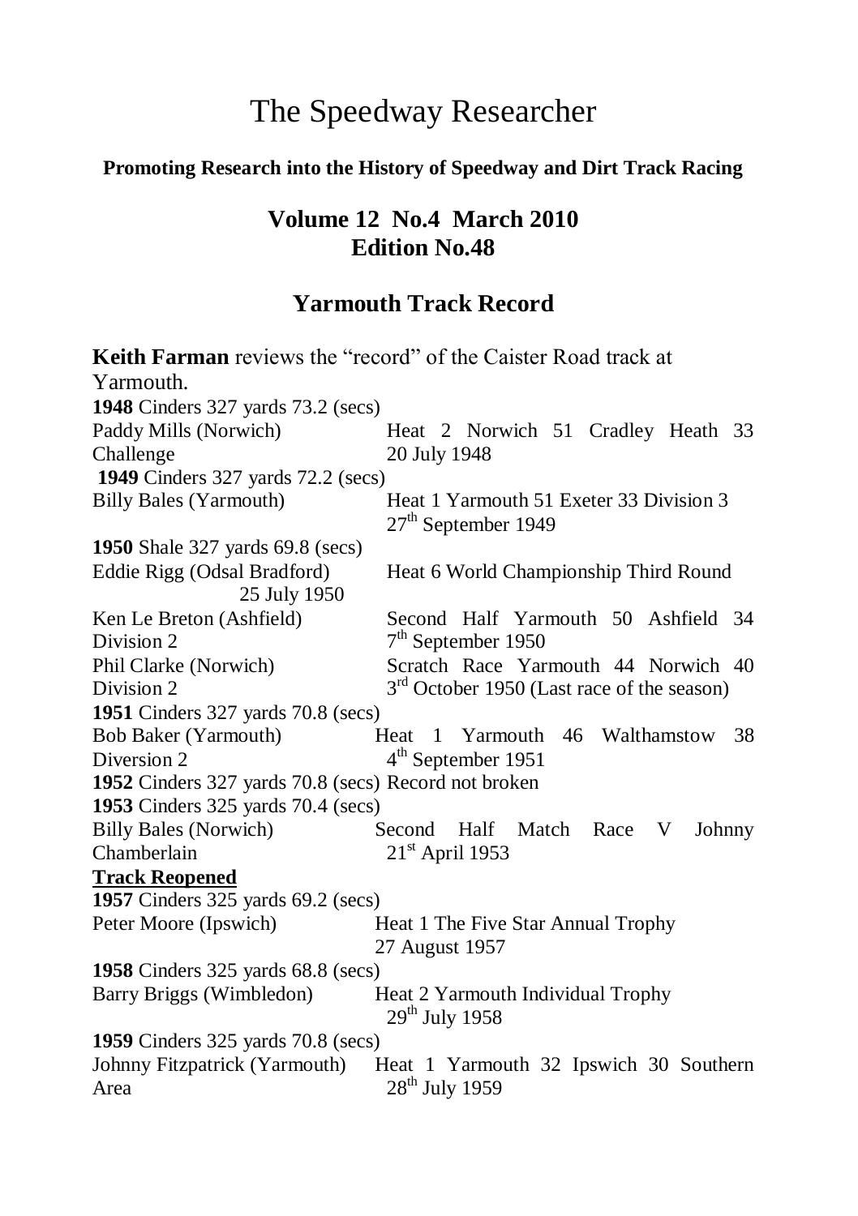# The Speedway Researcher

**Promoting Research into the History of Speedway and Dirt Track Racing**

## Volume 12 No.4 March 2010
## Edition No.48

## Yarmouth Track Record

**Keith Farman** reviews the "record" of the Caister Road track at Yarmouth.

**1948** Cinders 327 yards 73.2 (secs)
Paddy Mills (Norwich) Heat 2 Norwich 51 Cradley Heath 33 Challenge 20 July 1948

**1949** Cinders 327 yards 72.2 (secs)
Billy Bales (Yarmouth) Heat 1 Yarmouth 51 Exeter 33 Division 3 27th September 1949

**1950** Shale 327 yards 69.8 (secs)
Eddie Rigg (Odsal Bradford) Heat 6 World Championship Third Round 25 July 1950
Ken Le Breton (Ashfield) Second Half Yarmouth 50 Ashfield 34 Division 2 7th September 1950
Phil Clarke (Norwich) Scratch Race Yarmouth 44 Norwich 40 Division 2 3rd October 1950 (Last race of the season)

**1951** Cinders 327 yards 70.8 (secs)
Bob Baker (Yarmouth) Heat 1 Yarmouth 46 Walthamstow 38 Diversion 2 4th September 1951

**1952** Cinders 327 yards 70.8 (secs) Record not broken

**1953** Cinders 325 yards 70.4 (secs)
Billy Bales (Norwich) Second Half Match Race V Johnny Chamberlain 21st April 1953

**<u>Track Reopened</u>**

**1957** Cinders 325 yards 69.2 (secs)
Peter Moore (Ipswich) Heat 1 The Five Star Annual Trophy 27 August 1957

**1958** Cinders 325 yards 68.8 (secs)
Barry Briggs (Wimbledon) Heat 2 Yarmouth Individual Trophy 29th July 1958

**1959** Cinders 325 yards 70.8 (secs)
Johnny Fitzpatrick (Yarmouth) Heat 1 Yarmouth 32 Ipswich 30 Southern Area 28th July 1959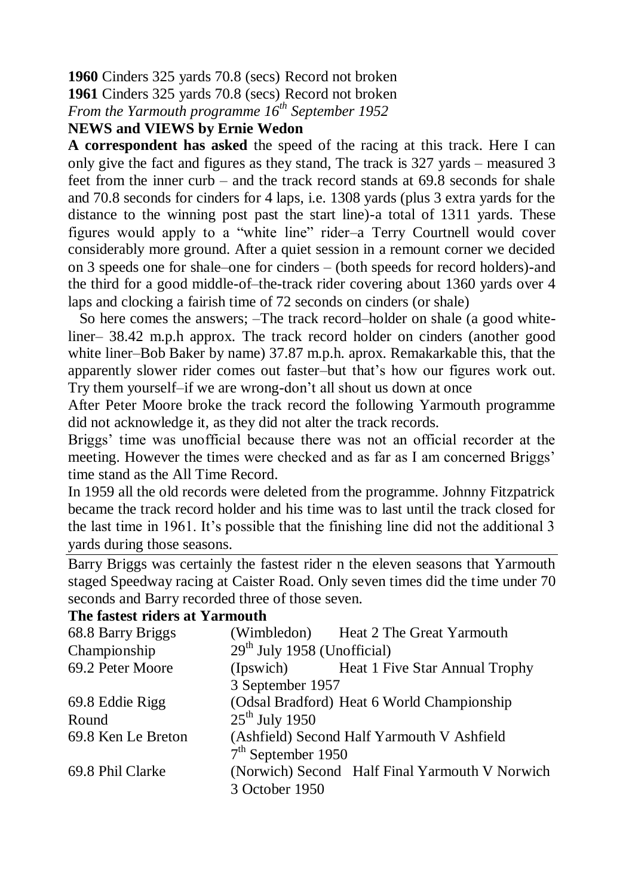**1960** Cinders 325 yards 70.8 (secs) Record not broken
**1961** Cinders 325 yards 70.8 (secs) Record not broken
*From the Yarmouth programme 16th September 1952*

**NEWS and VIEWS by Ernie Wedon**

**A correspondent has asked** the speed of the racing at this track. Here I can only give the fact and figures as they stand, The track is 327 yards – measured 3 feet from the inner curb – and the track record stands at 69.8 seconds for shale and 70.8 seconds for cinders for 4 laps, i.e. 1308 yards (plus 3 extra yards for the distance to the winning post past the start line)-a total of 1311 yards. These figures would apply to a "white line" rider–a Terry Courtnell would cover considerably more ground. After a quiet session in a remount corner we decided on 3 speeds one for shale–one for cinders – (both speeds for record holders)-and the third for a good middle-of–the-track rider covering about 1360 yards over 4 laps and clocking a fairish time of 72 seconds on cinders (or shale)

So here comes the answers; –The track record–holder on shale (a good white-liner– 38.42 m.p.h approx. The track record holder on cinders (another good white liner–Bob Baker by name) 37.87 m.p.h. aprox. Remakarkable this, that the apparently slower rider comes out faster–but that's how our figures work out. Try them yourself–if we are wrong-don't all shout us down at once

After Peter Moore broke the track record the following Yarmouth programme did not acknowledge it, as they did not alter the track records.

Briggs' time was unofficial because there was not an official recorder at the meeting. However the times were checked and as far as I am concerned Briggs' time stand as the All Time Record.

In 1959 all the old records were deleted from the programme. Johnny Fitzpatrick became the track record holder and his time was to last until the track closed for the last time in 1961. It's possible that the finishing line did not the additional 3 yards during those seasons.

---

Barry Briggs was certainly the fastest rider n the eleven seasons that Yarmouth staged Speedway racing at Caister Road. Only seven times did the time under 70 seconds and Barry recorded three of those seven.

**The fastest riders at Yarmouth**

| | | |
|---|---|---|
| 68.8 Barry Briggs | (Wimbledon) | Heat 2 The Great Yarmouth Championship 29th July 1958 (Unofficial) |
| 69.2 Peter Moore | (Ipswich) | Heat 1 Five Star Annual Trophy 3 September 1957 |
| 69.8 Eddie Rigg | (Odsal Bradford) | Heat 6 World Championship Round 25th July 1950 |
| 69.8 Ken Le Breton | (Ashfield) | Second Half Yarmouth V Ashfield 7th September 1950 |
| 69.8 Phil Clarke | (Norwich) | Second Half Final Yarmouth V Norwich 3 October 1950 |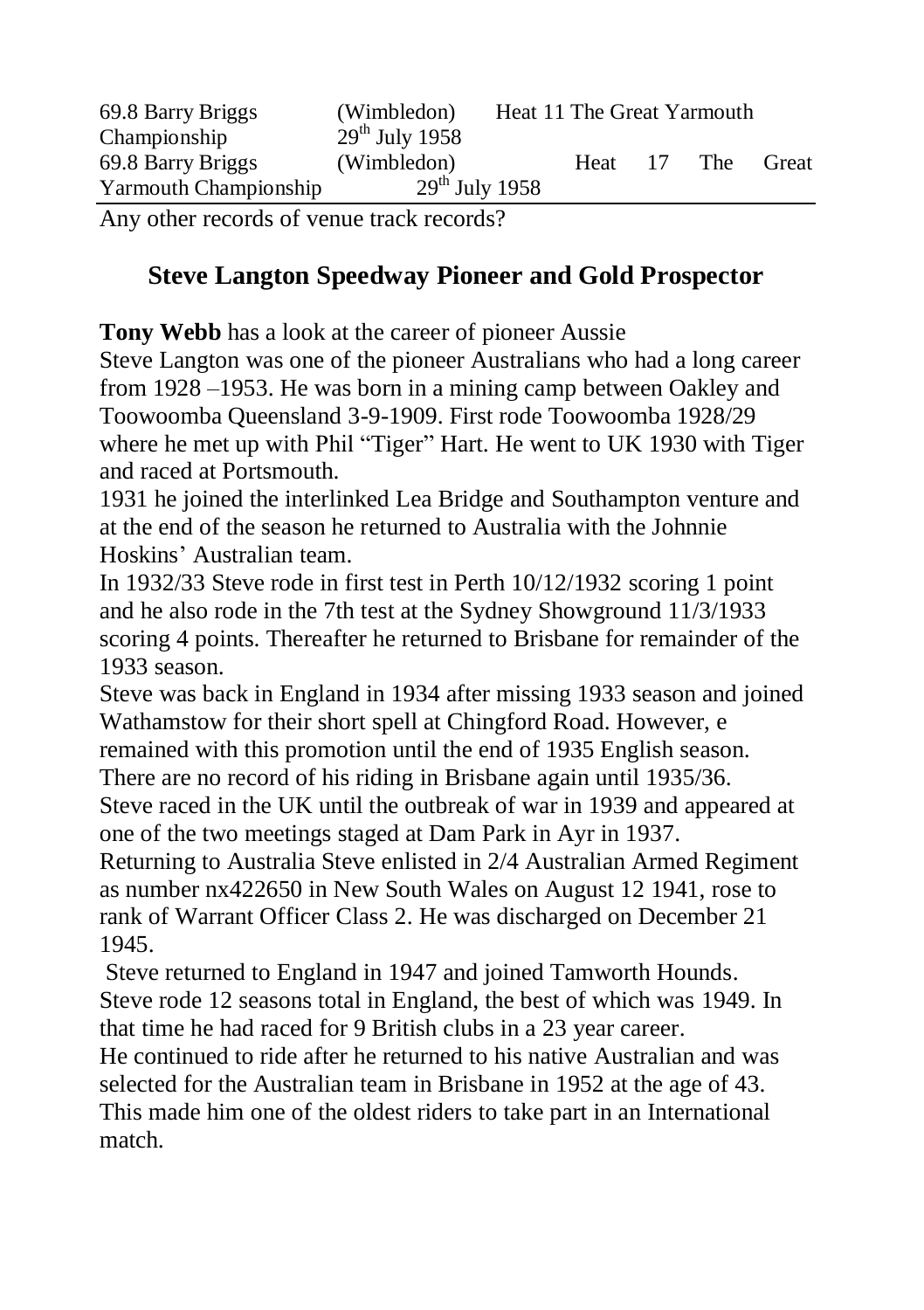69.8 Barry Briggs (Wimbledon) Heat 11 The Great Yarmouth Championship 29th July 1958

69.8 Barry Briggs (Wimbledon) Heat 17 The Great Yarmouth Championship 29th July 1958

Any other records of venue track records?

## Steve Langton Speedway Pioneer and Gold Prospector

**Tony Webb** has a look at the career of pioneer Aussie

Steve Langton was one of the pioneer Australians who had a long career from 1928 –1953. He was born in a mining camp between Oakley and Toowoomba Queensland 3-9-1909. First rode Toowoomba 1928/29 where he met up with Phil "Tiger" Hart. He went to UK 1930 with Tiger and raced at Portsmouth.

1931 he joined the interlinked Lea Bridge and Southampton venture and at the end of the season he returned to Australia with the Johnnie Hoskins' Australian team.

In 1932/33 Steve rode in first test in Perth 10/12/1932 scoring 1 point and he also rode in the 7th test at the Sydney Showground 11/3/1933 scoring 4 points. Thereafter he returned to Brisbane for remainder of the 1933 season.

Steve was back in England in 1934 after missing 1933 season and joined Wathamstow for their short spell at Chingford Road. However, e remained with this promotion until the end of 1935 English season. There are no record of his riding in Brisbane again until 1935/36. Steve raced in the UK until the outbreak of war in 1939 and appeared at one of the two meetings staged at Dam Park in Ayr in 1937.

Returning to Australia Steve enlisted in 2/4 Australian Armed Regiment as number nx422650 in New South Wales on August 12 1941, rose to rank of Warrant Officer Class 2. He was discharged on December 21 1945.

Steve returned to England in 1947 and joined Tamworth Hounds. Steve rode 12 seasons total in England, the best of which was 1949. In that time he had raced for 9 British clubs in a 23 year career.

He continued to ride after he returned to his native Australian and was selected for the Australian team in Brisbane in 1952 at the age of 43. This made him one of the oldest riders to take part in an International match.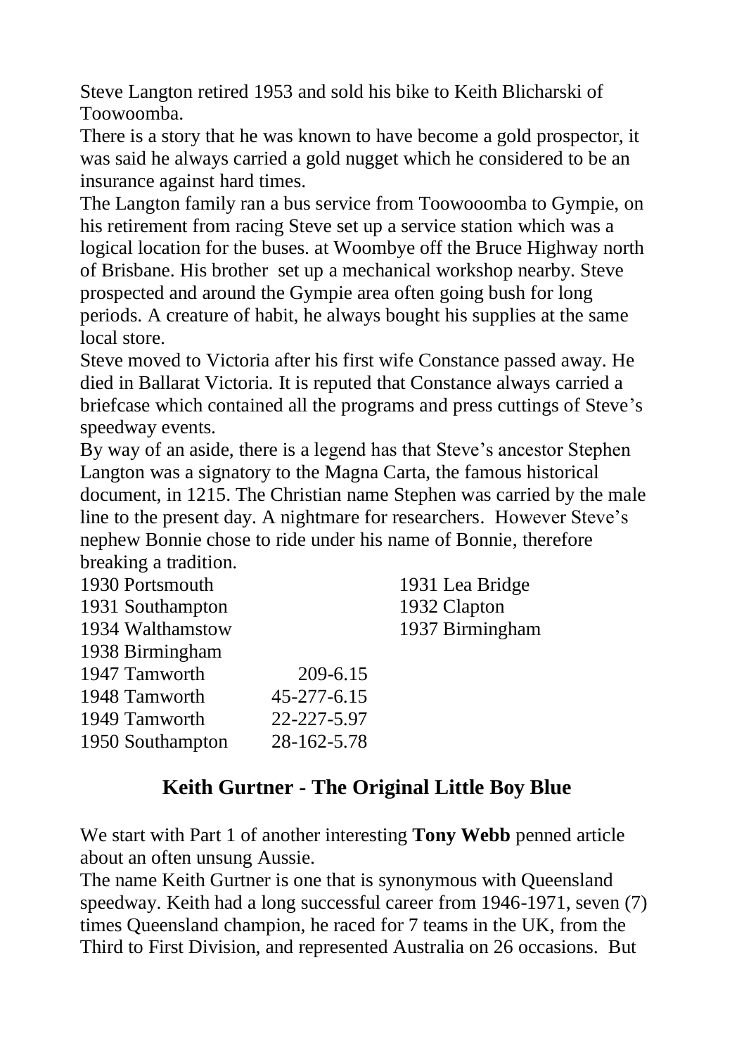Steve Langton retired 1953 and sold his bike to Keith Blicharski of Toowoomba.

There is a story that he was known to have become a gold prospector, it was said he always carried a gold nugget which he considered to be an insurance against hard times.

The Langton family ran a bus service from Toowooomba to Gympie, on his retirement from racing Steve set up a service station which was a logical location for the buses. at Woombye off the Bruce Highway north of Brisbane. His brother set up a mechanical workshop nearby. Steve prospected and around the Gympie area often going bush for long periods. A creature of habit, he always bought his supplies at the same local store.

Steve moved to Victoria after his first wife Constance passed away. He died in Ballarat Victoria. It is reputed that Constance always carried a briefcase which contained all the programs and press cuttings of Steve's speedway events.

By way of an aside, there is a legend has that Steve's ancestor Stephen Langton was a signatory to the Magna Carta, the famous historical document, in 1215. The Christian name Stephen was carried by the male line to the present day. A nightmare for researchers. However Steve's nephew Bonnie chose to ride under his name of Bonnie, therefore breaking a tradition.

| | | |
|---|---|---|
| 1930 Portsmouth | | 1931 Lea Bridge |
| 1931 Southampton | | 1932 Clapton |
| 1934 Walthamstow | | 1937 Birmingham |
| 1938 Birmingham | | |
| 1947 Tamworth | 209-6.15 | |
| 1948 Tamworth | 45-277-6.15 | |
| 1949 Tamworth | 22-227-5.97 | |
| 1950 Southampton | 28-162-5.78 | |

## Keith Gurtner - The Original Little Boy Blue

We start with Part 1 of another interesting **Tony Webb** penned article about an often unsung Aussie.

The name Keith Gurtner is one that is synonymous with Queensland speedway. Keith had a long successful career from 1946-1971, seven (7) times Queensland champion, he raced for 7 teams in the UK, from the Third to First Division, and represented Australia on 26 occasions. But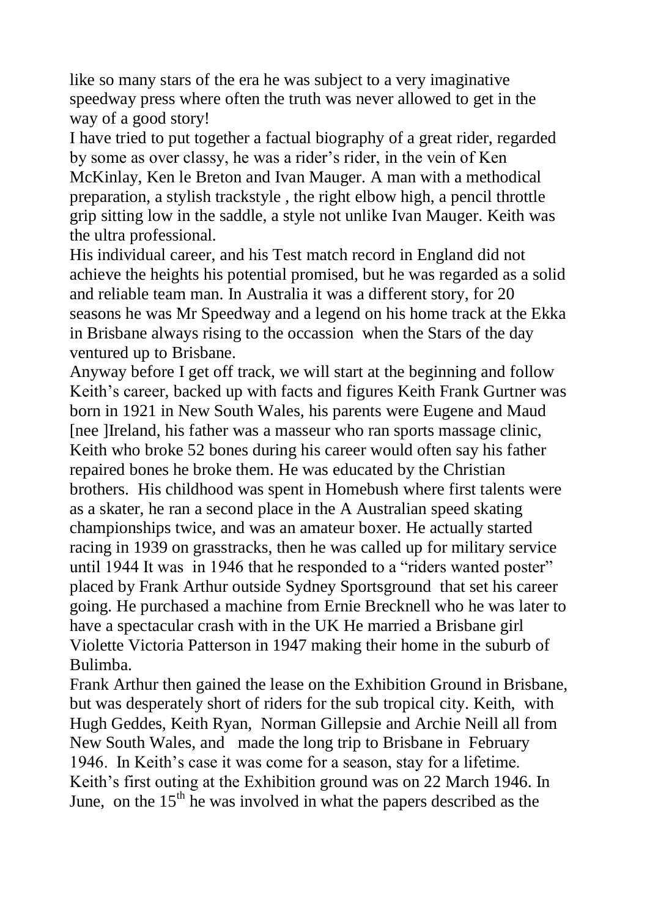like so many stars of the era he was subject to a very imaginative speedway press where often the truth was never allowed to get in the way of a good story!

I have tried to put together a factual biography of a great rider, regarded by some as over classy, he was a rider's rider, in the vein of Ken McKinlay, Ken le Breton and Ivan Mauger. A man with a methodical preparation, a stylish trackstyle , the right elbow high, a pencil throttle grip sitting low in the saddle, a style not unlike Ivan Mauger. Keith was the ultra professional.

His individual career, and his Test match record in England did not achieve the heights his potential promised, but he was regarded as a solid and reliable team man. In Australia it was a different story, for 20 seasons he was Mr Speedway and a legend on his home track at the Ekka in Brisbane always rising to the occassion when the Stars of the day ventured up to Brisbane.

Anyway before I get off track, we will start at the beginning and follow Keith's career, backed up with facts and figures Keith Frank Gurtner was born in 1921 in New South Wales, his parents were Eugene and Maud [nee ]Ireland, his father was a masseur who ran sports massage clinic, Keith who broke 52 bones during his career would often say his father repaired bones he broke them. He was educated by the Christian brothers. His childhood was spent in Homebush where first talents were as a skater, he ran a second place in the A Australian speed skating championships twice, and was an amateur boxer. He actually started racing in 1939 on grasstracks, then he was called up for military service until 1944 It was in 1946 that he responded to a "riders wanted poster" placed by Frank Arthur outside Sydney Sportsground that set his career going. He purchased a machine from Ernie Brecknell who he was later to have a spectacular crash with in the UK He married a Brisbane girl Violette Victoria Patterson in 1947 making their home in the suburb of Bulimba.

Frank Arthur then gained the lease on the Exhibition Ground in Brisbane, but was desperately short of riders for the sub tropical city. Keith, with Hugh Geddes, Keith Ryan, Norman Gillepsie and Archie Neill all from New South Wales, and made the long trip to Brisbane in February 1946. In Keith's case it was come for a season, stay for a lifetime. Keith's first outing at the Exhibition ground was on 22 March 1946. In June, on the 15th he was involved in what the papers described as the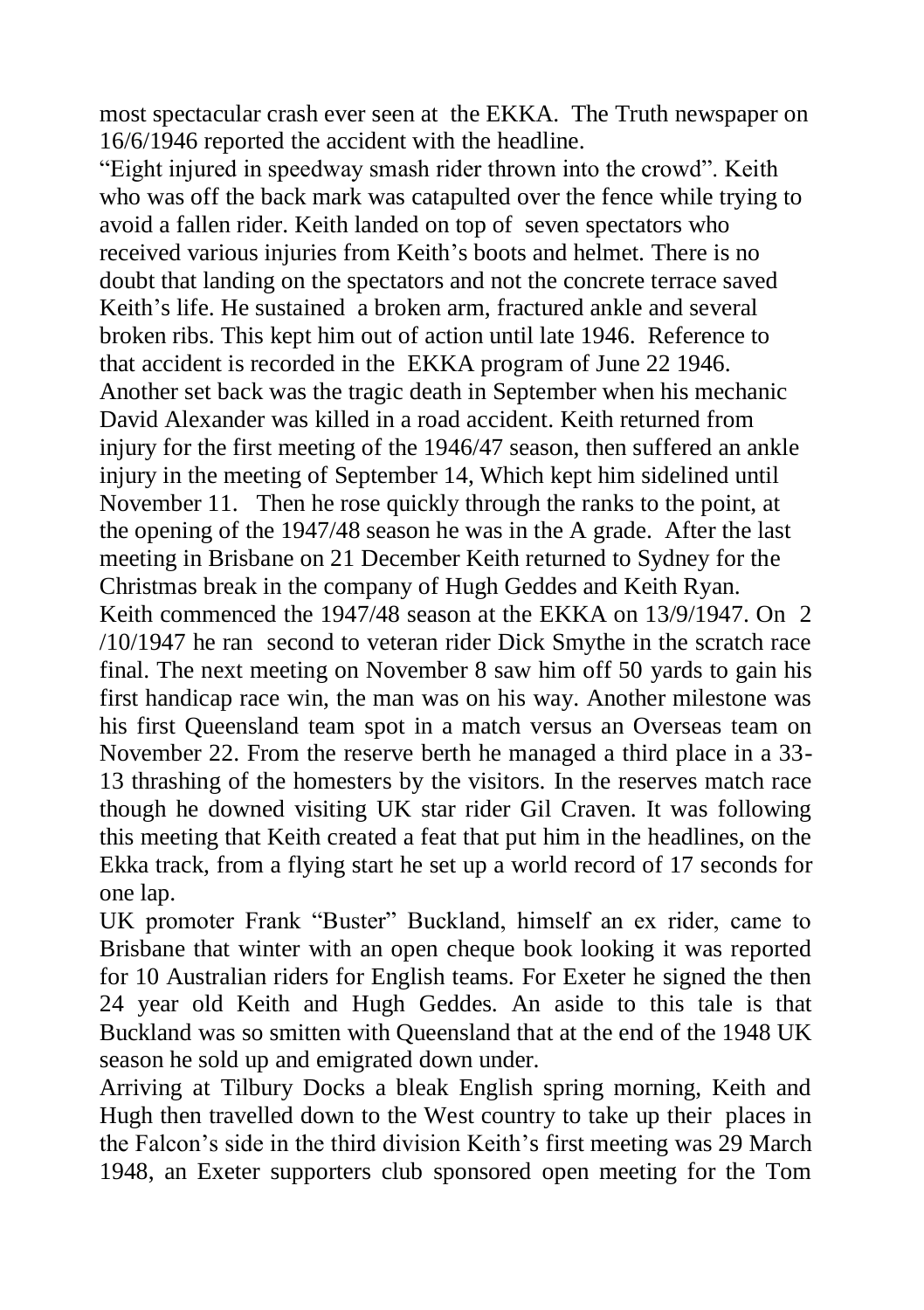most spectacular crash ever seen at the EKKA. The Truth newspaper on 16/6/1946 reported the accident with the headline.

"Eight injured in speedway smash rider thrown into the crowd". Keith who was off the back mark was catapulted over the fence while trying to avoid a fallen rider. Keith landed on top of seven spectators who received various injuries from Keith's boots and helmet. There is no doubt that landing on the spectators and not the concrete terrace saved Keith's life. He sustained a broken arm, fractured ankle and several broken ribs. This kept him out of action until late 1946. Reference to that accident is recorded in the EKKA program of June 22 1946. Another set back was the tragic death in September when his mechanic David Alexander was killed in a road accident. Keith returned from injury for the first meeting of the 1946/47 season, then suffered an ankle injury in the meeting of September 14, Which kept him sidelined until November 11. Then he rose quickly through the ranks to the point, at the opening of the 1947/48 season he was in the A grade. After the last meeting in Brisbane on 21 December Keith returned to Sydney for the Christmas break in the company of Hugh Geddes and Keith Ryan.

Keith commenced the 1947/48 season at the EKKA on 13/9/1947. On 2 /10/1947 he ran second to veteran rider Dick Smythe in the scratch race final. The next meeting on November 8 saw him off 50 yards to gain his first handicap race win, the man was on his way. Another milestone was his first Queensland team spot in a match versus an Overseas team on November 22. From the reserve berth he managed a third place in a 33-13 thrashing of the homesters by the visitors. In the reserves match race though he downed visiting UK star rider Gil Craven. It was following this meeting that Keith created a feat that put him in the headlines, on the Ekka track, from a flying start he set up a world record of 17 seconds for one lap.

UK promoter Frank "Buster" Buckland, himself an ex rider, came to Brisbane that winter with an open cheque book looking it was reported for 10 Australian riders for English teams. For Exeter he signed the then 24 year old Keith and Hugh Geddes. An aside to this tale is that Buckland was so smitten with Queensland that at the end of the 1948 UK season he sold up and emigrated down under.

Arriving at Tilbury Docks a bleak English spring morning, Keith and Hugh then travelled down to the West country to take up their places in the Falcon's side in the third division Keith's first meeting was 29 March 1948, an Exeter supporters club sponsored open meeting for the Tom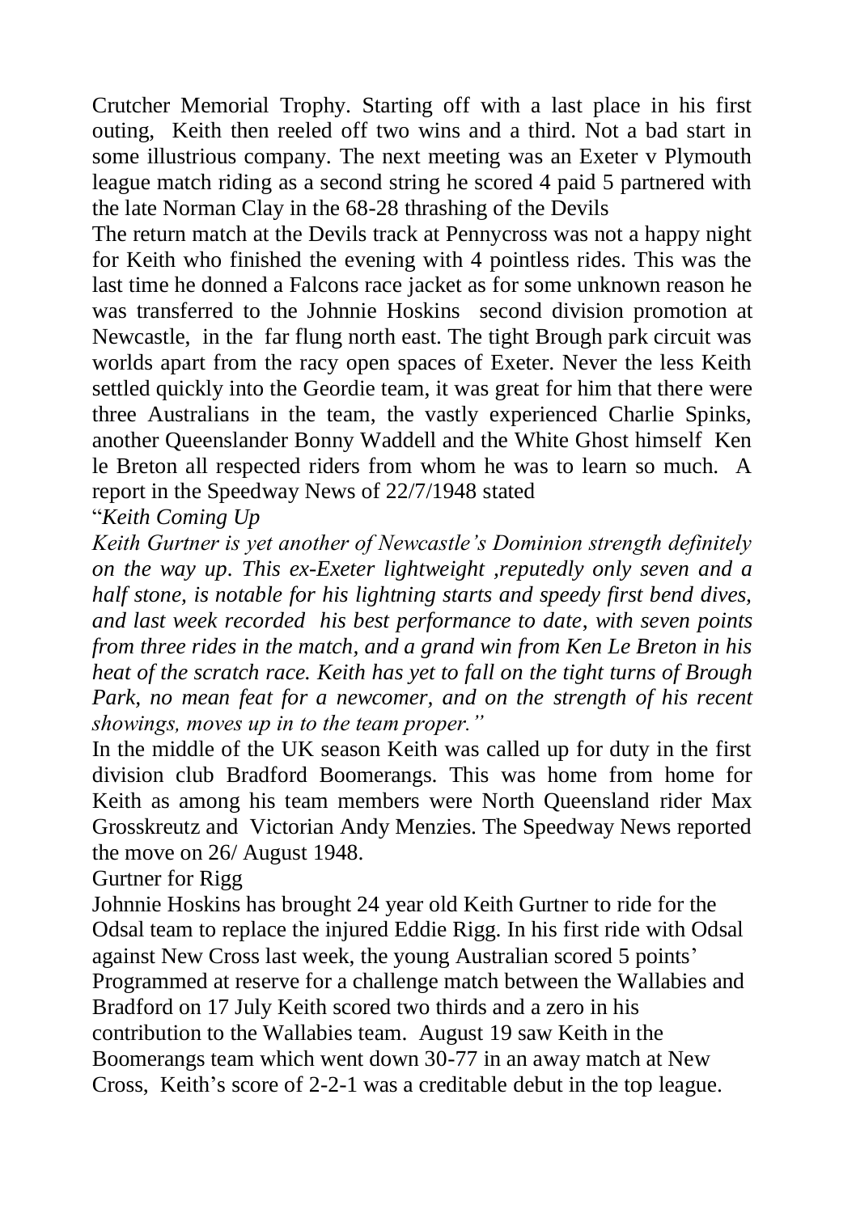Crutcher Memorial Trophy. Starting off with a last place in his first outing, Keith then reeled off two wins and a third. Not a bad start in some illustrious company. The next meeting was an Exeter v Plymouth league match riding as a second string he scored 4 paid 5 partnered with the late Norman Clay in the 68-28 thrashing of the Devils

The return match at the Devils track at Pennycross was not a happy night for Keith who finished the evening with 4 pointless rides. This was the last time he donned a Falcons race jacket as for some unknown reason he was transferred to the Johnnie Hoskins second division promotion at Newcastle, in the far flung north east. The tight Brough park circuit was worlds apart from the racy open spaces of Exeter. Never the less Keith settled quickly into the Geordie team, it was great for him that there were three Australians in the team, the vastly experienced Charlie Spinks, another Queenslander Bonny Waddell and the White Ghost himself Ken le Breton all respected riders from whom he was to learn so much. A report in the Speedway News of 22/7/1948 stated

"*Keith Coming Up*

*Keith Gurtner is yet another of Newcastle's Dominion strength definitely on the way up. This ex-Exeter lightweight ,reputedly only seven and a half stone, is notable for his lightning starts and speedy first bend dives, and last week recorded his best performance to date, with seven points from three rides in the match, and a grand win from Ken Le Breton in his heat of the scratch race. Keith has yet to fall on the tight turns of Brough Park, no mean feat for a newcomer, and on the strength of his recent showings, moves up in to the team proper."*

In the middle of the UK season Keith was called up for duty in the first division club Bradford Boomerangs. This was home from home for Keith as among his team members were North Queensland rider Max Grosskreutz and Victorian Andy Menzies. The Speedway News reported the move on 26/ August 1948.

Gurtner for Rigg

Johnnie Hoskins has brought 24 year old Keith Gurtner to ride for the Odsal team to replace the injured Eddie Rigg. In his first ride with Odsal against New Cross last week, the young Australian scored 5 points'

Programmed at reserve for a challenge match between the Wallabies and Bradford on 17 July Keith scored two thirds and a zero in his contribution to the Wallabies team. August 19 saw Keith in the Boomerangs team which went down 30-77 in an away match at New Cross, Keith's score of 2-2-1 was a creditable debut in the top league.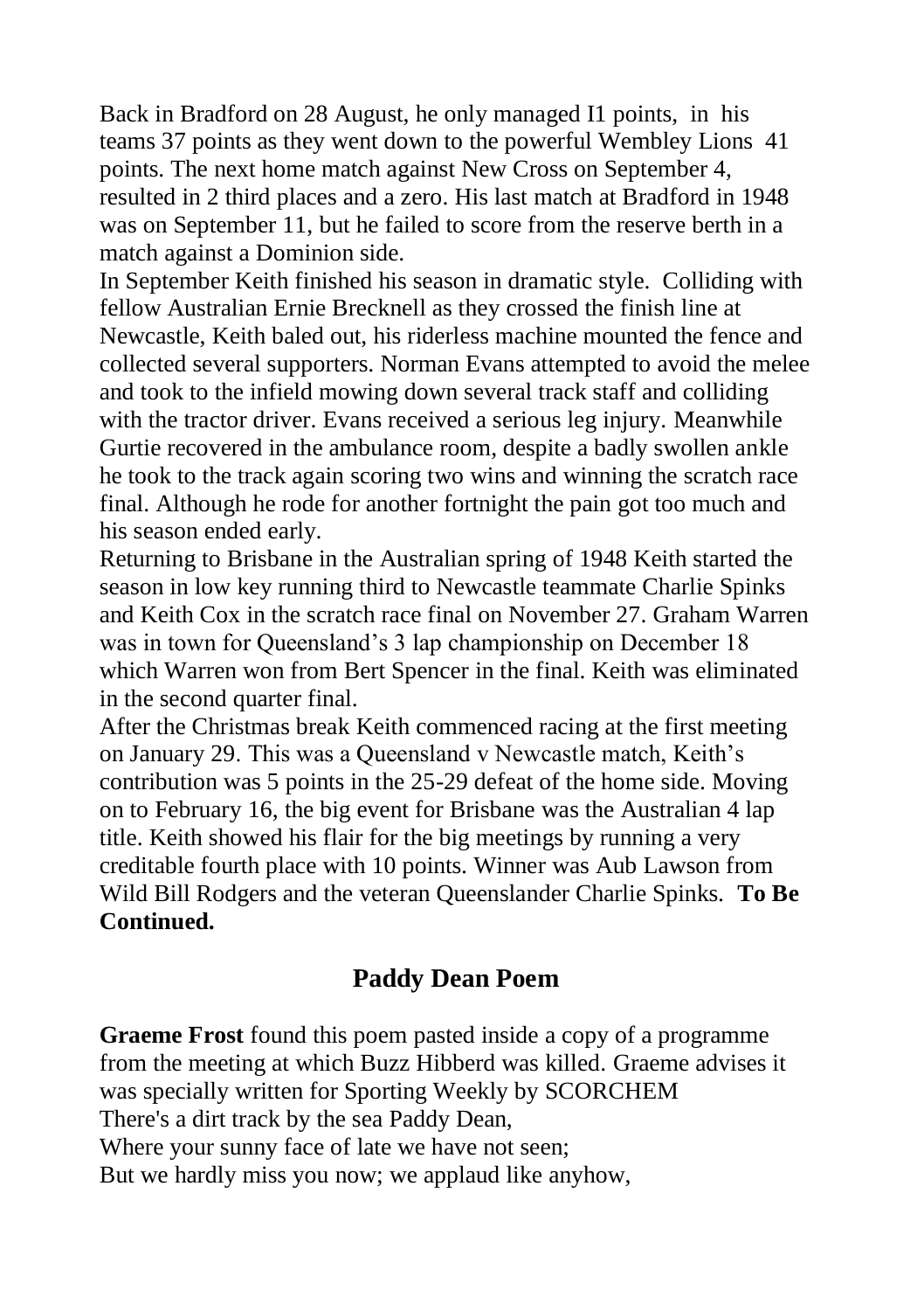Back in Bradford on 28 August, he only managed I1 points, in his teams 37 points as they went down to the powerful Wembley Lions 41 points. The next home match against New Cross on September 4, resulted in 2 third places and a zero. His last match at Bradford in 1948 was on September 11, but he failed to score from the reserve berth in a match against a Dominion side.

In September Keith finished his season in dramatic style. Colliding with fellow Australian Ernie Brecknell as they crossed the finish line at Newcastle, Keith baled out, his riderless machine mounted the fence and collected several supporters. Norman Evans attempted to avoid the melee and took to the infield mowing down several track staff and colliding with the tractor driver. Evans received a serious leg injury. Meanwhile Gurtie recovered in the ambulance room, despite a badly swollen ankle he took to the track again scoring two wins and winning the scratch race final. Although he rode for another fortnight the pain got too much and his season ended early.

Returning to Brisbane in the Australian spring of 1948 Keith started the season in low key running third to Newcastle teammate Charlie Spinks and Keith Cox in the scratch race final on November 27. Graham Warren was in town for Queensland's 3 lap championship on December 18 which Warren won from Bert Spencer in the final. Keith was eliminated in the second quarter final.

After the Christmas break Keith commenced racing at the first meeting on January 29. This was a Queensland v Newcastle match, Keith's contribution was 5 points in the 25-29 defeat of the home side. Moving on to February 16, the big event for Brisbane was the Australian 4 lap title. Keith showed his flair for the big meetings by running a very creditable fourth place with 10 points. Winner was Aub Lawson from Wild Bill Rodgers and the veteran Queenslander Charlie Spinks. **To Be Continued.**

## Paddy Dean Poem

**Graeme Frost** found this poem pasted inside a copy of a programme from the meeting at which Buzz Hibberd was killed. Graeme advises it was specially written for Sporting Weekly by SCORCHEM

There's a dirt track by the sea Paddy Dean,  
Where your sunny face of late we have not seen;  
But we hardly miss you now; we applaud like anyhow,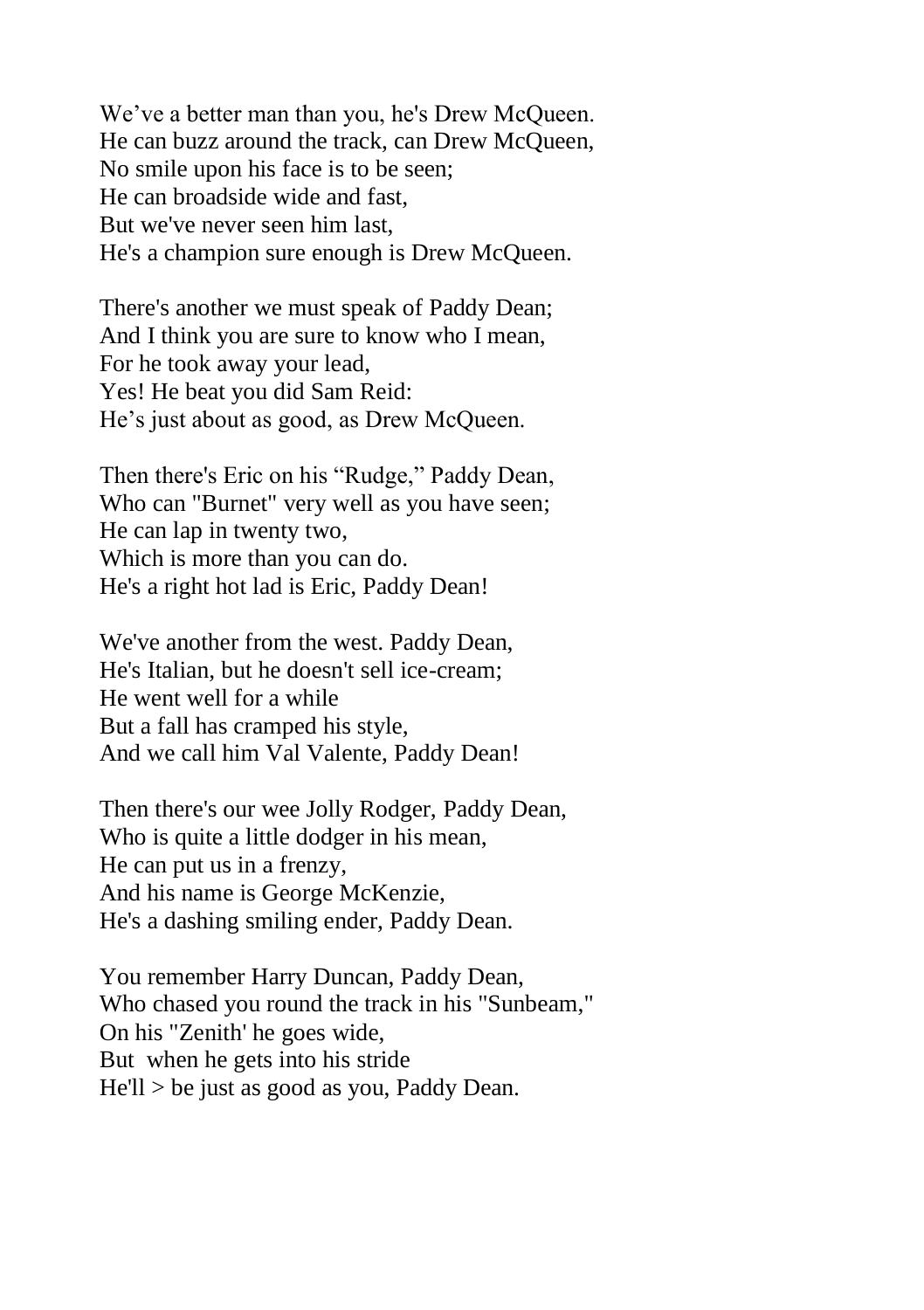We’ve a better man than you, he's Drew McQueen.
He can buzz around the track, can Drew McQueen,
No smile upon his face is to be seen;
He can broadside wide and fast,
But we've never seen him last,
He's a champion sure enough is Drew McQueen.

There's another we must speak of Paddy Dean;
And I think you are sure to know who I mean,
For he took away your lead,
Yes! He beat you did Sam Reid:
He’s just about as good, as Drew McQueen.

Then there's Eric on his “Rudge,” Paddy Dean,
Who can "Burnet" very well as you have seen;
He can lap in twenty two,
Which is more than you can do.
He's a right hot lad is Eric, Paddy Dean!

We've another from the west. Paddy Dean,
He's Italian, but he doesn't sell ice-cream;
He went well for a while
But a fall has cramped his style,
And we call him Val Valente, Paddy Dean!

Then there's our wee Jolly Rodger, Paddy Dean,
Who is quite a little dodger in his mean,
He can put us in a frenzy,
And his name is George McKenzie,
He's a dashing smiling ender, Paddy Dean.

You remember Harry Duncan, Paddy Dean,
Who chased you round the track in his "Sunbeam,"
On his "Zenith' he goes wide,
But when he gets into his stride
He'll > be just as good as you, Paddy Dean.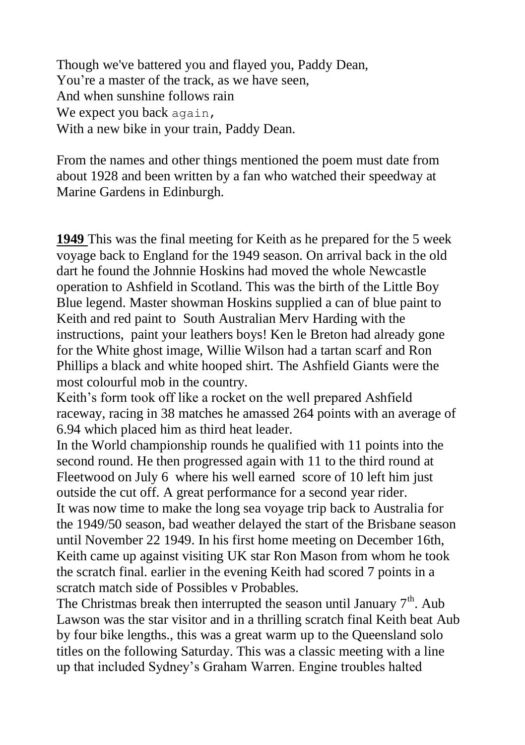Though we've battered you and flayed you, Paddy Dean,  
You're a master of the track, as we have seen,  
And when sunshine follows rain  
We expect you back again,  
With a new bike in your train, Paddy Dean.

From the names and other things mentioned the poem must date from about 1928 and been written by a fan who watched their speedway at Marine Gardens in Edinburgh.

**1949** This was the final meeting for Keith as he prepared for the 5 week voyage back to England for the 1949 season. On arrival back in the old dart he found the Johnnie Hoskins had moved the whole Newcastle operation to Ashfield in Scotland. This was the birth of the Little Boy Blue legend. Master showman Hoskins supplied a can of blue paint to Keith and red paint to South Australian Merv Harding with the instructions, paint your leathers boys! Ken le Breton had already gone for the White ghost image, Willie Wilson had a tartan scarf and Ron Phillips a black and white hooped shirt. The Ashfield Giants were the most colourful mob in the country.

Keith's form took off like a rocket on the well prepared Ashfield raceway, racing in 38 matches he amassed 264 points with an average of 6.94 which placed him as third heat leader.

In the World championship rounds he qualified with 11 points into the second round. He then progressed again with 11 to the third round at Fleetwood on July 6 where his well earned score of 10 left him just outside the cut off. A great performance for a second year rider.

It was now time to make the long sea voyage trip back to Australia for the 1949/50 season, bad weather delayed the start of the Brisbane season until November 22 1949. In his first home meeting on December 16th, Keith came up against visiting UK star Ron Mason from whom he took the scratch final. earlier in the evening Keith had scored 7 points in a scratch match side of Possibles v Probables.

The Christmas break then interrupted the season until January 7th. Aub Lawson was the star visitor and in a thrilling scratch final Keith beat Aub by four bike lengths., this was a great warm up to the Queensland solo titles on the following Saturday. This was a classic meeting with a line up that included Sydney's Graham Warren. Engine troubles halted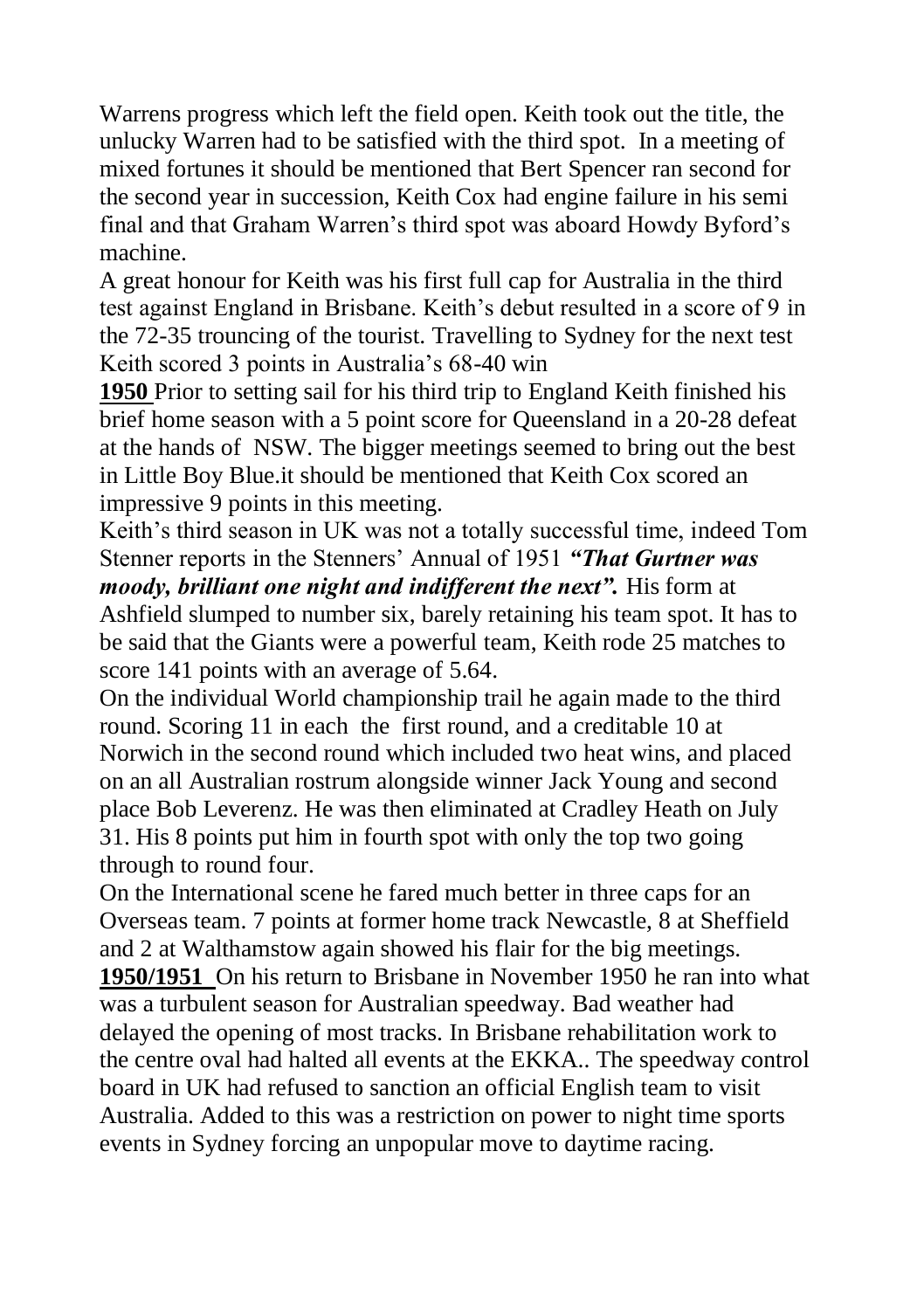Warrens progress which left the field open. Keith took out the title, the unlucky Warren had to be satisfied with the third spot. In a meeting of mixed fortunes it should be mentioned that Bert Spencer ran second for the second year in succession, Keith Cox had engine failure in his semi final and that Graham Warren's third spot was aboard Howdy Byford's machine.

A great honour for Keith was his first full cap for Australia in the third test against England in Brisbane. Keith's debut resulted in a score of 9 in the 72-35 trouncing of the tourist. Travelling to Sydney for the next test Keith scored 3 points in Australia's 68-40 win

**1950** Prior to setting sail for his third trip to England Keith finished his brief home season with a 5 point score for Queensland in a 20-28 defeat at the hands of NSW. The bigger meetings seemed to bring out the best in Little Boy Blue.it should be mentioned that Keith Cox scored an impressive 9 points in this meeting.

Keith's third season in UK was not a totally successful time, indeed Tom Stenner reports in the Stenners' Annual of 1951 ***"That Gurtner was moody, brilliant one night and indifferent the next".*** His form at Ashfield slumped to number six, barely retaining his team spot. It has to be said that the Giants were a powerful team, Keith rode 25 matches to score 141 points with an average of 5.64.

On the individual World championship trail he again made to the third round. Scoring 11 in each the first round, and a creditable 10 at Norwich in the second round which included two heat wins, and placed on an all Australian rostrum alongside winner Jack Young and second place Bob Leverenz. He was then eliminated at Cradley Heath on July 31. His 8 points put him in fourth spot with only the top two going through to round four.

On the International scene he fared much better in three caps for an Overseas team. 7 points at former home track Newcastle, 8 at Sheffield and 2 at Walthamstow again showed his flair for the big meetings.

**1950/1951** On his return to Brisbane in November 1950 he ran into what was a turbulent season for Australian speedway. Bad weather had delayed the opening of most tracks. In Brisbane rehabilitation work to the centre oval had halted all events at the EKKA.. The speedway control board in UK had refused to sanction an official English team to visit Australia. Added to this was a restriction on power to night time sports events in Sydney forcing an unpopular move to daytime racing.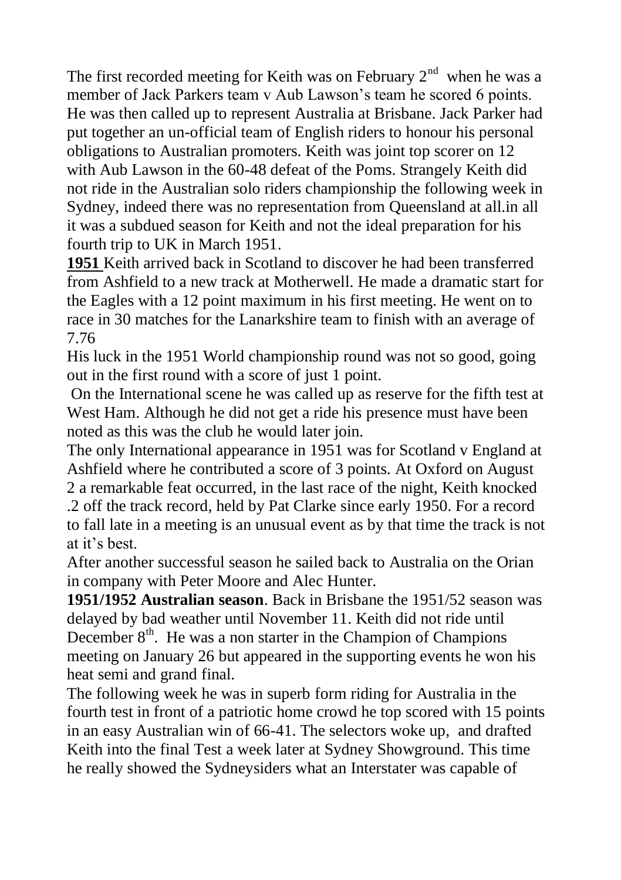The first recorded meeting for Keith was on February 2nd when he was a member of Jack Parkers team v Aub Lawson's team he scored 6 points. He was then called up to represent Australia at Brisbane. Jack Parker had put together an un-official team of English riders to honour his personal obligations to Australian promoters. Keith was joint top scorer on 12 with Aub Lawson in the 60-48 defeat of the Poms. Strangely Keith did not ride in the Australian solo riders championship the following week in Sydney, indeed there was no representation from Queensland at all.in all it was a subdued season for Keith and not the ideal preparation for his fourth trip to UK in March 1951.

**1951** Keith arrived back in Scotland to discover he had been transferred from Ashfield to a new track at Motherwell. He made a dramatic start for the Eagles with a 12 point maximum in his first meeting. He went on to race in 30 matches for the Lanarkshire team to finish with an average of 7.76

His luck in the 1951 World championship round was not so good, going out in the first round with a score of just 1 point.

On the International scene he was called up as reserve for the fifth test at West Ham. Although he did not get a ride his presence must have been noted as this was the club he would later join.

The only International appearance in 1951 was for Scotland v England at Ashfield where he contributed a score of 3 points. At Oxford on August 2 a remarkable feat occurred, in the last race of the night, Keith knocked .2 off the track record, held by Pat Clarke since early 1950. For a record to fall late in a meeting is an unusual event as by that time the track is not at it's best.

After another successful season he sailed back to Australia on the Orian in company with Peter Moore and Alec Hunter.

**1951/1952 Australian season**. Back in Brisbane the 1951/52 season was delayed by bad weather until November 11. Keith did not ride until December 8th. He was a non starter in the Champion of Champions meeting on January 26 but appeared in the supporting events he won his heat semi and grand final.

The following week he was in superb form riding for Australia in the fourth test in front of a patriotic home crowd he top scored with 15 points in an easy Australian win of 66-41. The selectors woke up, and drafted Keith into the final Test a week later at Sydney Showground. This time he really showed the Sydneysiders what an Interstater was capable of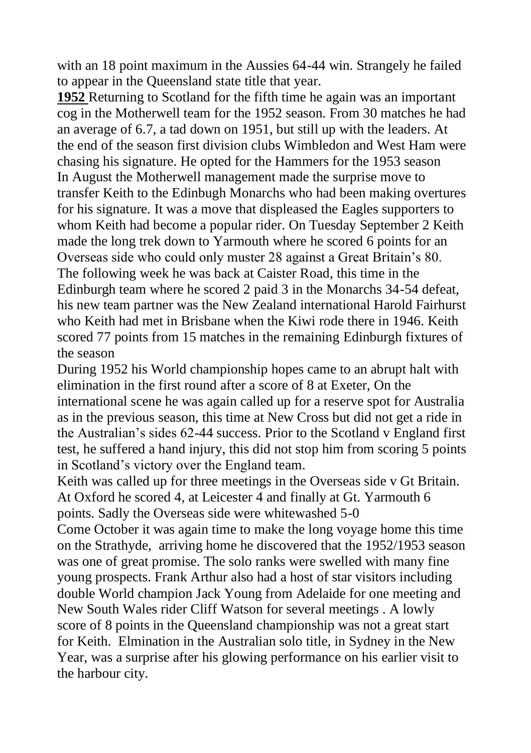with an 18 point maximum in the Aussies 64-44 win. Strangely he failed to appear in the Queensland state title that year.

**1952** Returning to Scotland for the fifth time he again was an important cog in the Motherwell team for the 1952 season. From 30 matches he had an average of 6.7, a tad down on 1951, but still up with the leaders. At the end of the season first division clubs Wimbledon and West Ham were chasing his signature. He opted for the Hammers for the 1953 season
In August the Motherwell management made the surprise move to transfer Keith to the Edinbugh Monarchs who had been making overtures for his signature. It was a move that displeased the Eagles supporters to whom Keith had become a popular rider. On Tuesday September 2 Keith made the long trek down to Yarmouth where he scored 6 points for an Overseas side who could only muster 28 against a Great Britain's 80. The following week he was back at Caister Road, this time in the Edinburgh team where he scored 2 paid 3 in the Monarchs 34-54 defeat, his new team partner was the New Zealand international Harold Fairhurst who Keith had met in Brisbane when the Kiwi rode there in 1946. Keith scored 77 points from 15 matches in the remaining Edinburgh fixtures of the season

During 1952 his World championship hopes came to an abrupt halt with elimination in the first round after a score of 8 at Exeter, On the international scene he was again called up for a reserve spot for Australia as in the previous season, this time at New Cross but did not get a ride in the Australian's sides 62-44 success. Prior to the Scotland v England first test, he suffered a hand injury, this did not stop him from scoring 5 points in Scotland's victory over the England team.

Keith was called up for three meetings in the Overseas side v Gt Britain. At Oxford he scored 4, at Leicester 4 and finally at Gt. Yarmouth 6 points. Sadly the Overseas side were whitewashed 5-0

Come October it was again time to make the long voyage home this time on the Strathyde, arriving home he discovered that the 1952/1953 season was one of great promise. The solo ranks were swelled with many fine young prospects. Frank Arthur also had a host of star visitors including double World champion Jack Young from Adelaide for one meeting and New South Wales rider Cliff Watson for several meetings . A lowly score of 8 points in the Queensland championship was not a great start for Keith. Elmination in the Australian solo title, in Sydney in the New Year, was a surprise after his glowing performance on his earlier visit to the harbour city.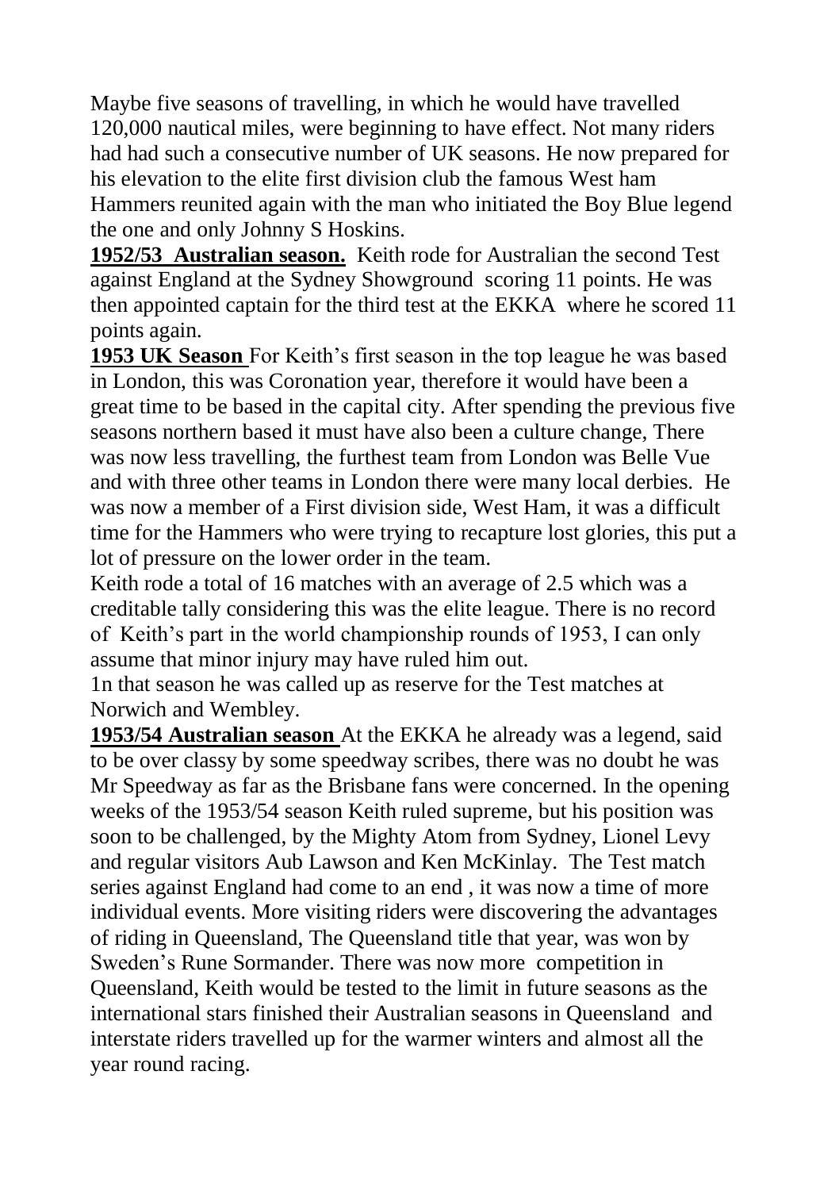Maybe five seasons of travelling, in which he would have travelled 120,000 nautical miles, were beginning to have effect. Not many riders had had such a consecutive number of UK seasons. He now prepared for his elevation to the elite first division club the famous West ham Hammers reunited again with the man who initiated the Boy Blue legend the one and only Johnny S Hoskins.

**1952/53 Australian season.** Keith rode for Australian the second Test against England at the Sydney Showground scoring 11 points. He was then appointed captain for the third test at the EKKA where he scored 11 points again.

**1953 UK Season** For Keith's first season in the top league he was based in London, this was Coronation year, therefore it would have been a great time to be based in the capital city. After spending the previous five seasons northern based it must have also been a culture change, There was now less travelling, the furthest team from London was Belle Vue and with three other teams in London there were many local derbies. He was now a member of a First division side, West Ham, it was a difficult time for the Hammers who were trying to recapture lost glories, this put a lot of pressure on the lower order in the team.

Keith rode a total of 16 matches with an average of 2.5 which was a creditable tally considering this was the elite league. There is no record of Keith's part in the world championship rounds of 1953, I can only assume that minor injury may have ruled him out.

1n that season he was called up as reserve for the Test matches at Norwich and Wembley.

**1953/54 Australian season** At the EKKA he already was a legend, said to be over classy by some speedway scribes, there was no doubt he was Mr Speedway as far as the Brisbane fans were concerned. In the opening weeks of the 1953/54 season Keith ruled supreme, but his position was soon to be challenged, by the Mighty Atom from Sydney, Lionel Levy and regular visitors Aub Lawson and Ken McKinlay. The Test match series against England had come to an end , it was now a time of more individual events. More visiting riders were discovering the advantages of riding in Queensland, The Queensland title that year, was won by Sweden's Rune Sormander. There was now more competition in Queensland, Keith would be tested to the limit in future seasons as the international stars finished their Australian seasons in Queensland and interstate riders travelled up for the warmer winters and almost all the year round racing.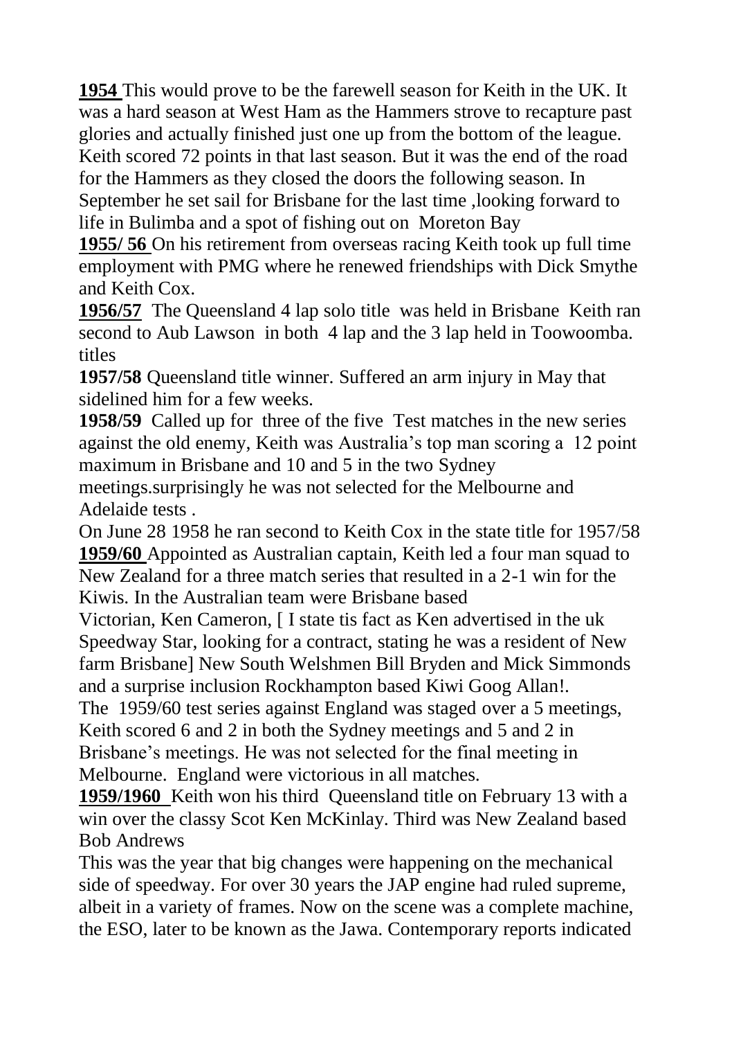**1954** This would prove to be the farewell season for Keith in the UK. It was a hard season at West Ham as the Hammers strove to recapture past glories and actually finished just one up from the bottom of the league. Keith scored 72 points in that last season. But it was the end of the road for the Hammers as they closed the doors the following season. In September he set sail for Brisbane for the last time ,looking forward to life in Bulimba and a spot of fishing out on Moreton Bay

**1955/ 56** On his retirement from overseas racing Keith took up full time employment with PMG where he renewed friendships with Dick Smythe and Keith Cox.

**1956/57** The Queensland 4 lap solo title was held in Brisbane Keith ran second to Aub Lawson in both 4 lap and the 3 lap held in Toowoomba. titles

**1957/58** Queensland title winner. Suffered an arm injury in May that sidelined him for a few weeks.

**1958/59** Called up for three of the five Test matches in the new series against the old enemy, Keith was Australia's top man scoring a 12 point maximum in Brisbane and 10 and 5 in the two Sydney meetings.surprisingly he was not selected for the Melbourne and Adelaide tests .

On June 28 1958 he ran second to Keith Cox in the state title for 1957/58

**1959/60** Appointed as Australian captain, Keith led a four man squad to New Zealand for a three match series that resulted in a 2-1 win for the Kiwis. In the Australian team were Brisbane based Victorian, Ken Cameron, [ I state tis fact as Ken advertised in the uk Speedway Star, looking for a contract, stating he was a resident of New farm Brisbane] New South Welshmen Bill Bryden and Mick Simmonds and a surprise inclusion Rockhampton based Kiwi Goog Allan!.

The 1959/60 test series against England was staged over a 5 meetings, Keith scored 6 and 2 in both the Sydney meetings and 5 and 2 in Brisbane's meetings. He was not selected for the final meeting in Melbourne. England were victorious in all matches.

**1959/1960** Keith won his third Queensland title on February 13 with a win over the classy Scot Ken McKinlay. Third was New Zealand based Bob Andrews

This was the year that big changes were happening on the mechanical side of speedway. For over 30 years the JAP engine had ruled supreme, albeit in a variety of frames. Now on the scene was a complete machine, the ESO, later to be known as the Jawa. Contemporary reports indicated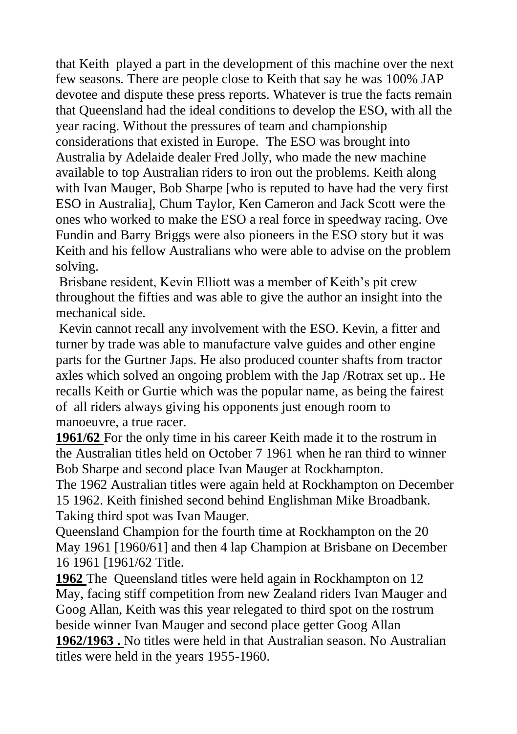that Keith played a part in the development of this machine over the next few seasons. There are people close to Keith that say he was 100% JAP devotee and dispute these press reports. Whatever is true the facts remain that Queensland had the ideal conditions to develop the ESO, with all the year racing. Without the pressures of team and championship considerations that existed in Europe. The ESO was brought into Australia by Adelaide dealer Fred Jolly, who made the new machine available to top Australian riders to iron out the problems. Keith along with Ivan Mauger, Bob Sharpe [who is reputed to have had the very first ESO in Australia], Chum Taylor, Ken Cameron and Jack Scott were the ones who worked to make the ESO a real force in speedway racing. Ove Fundin and Barry Briggs were also pioneers in the ESO story but it was Keith and his fellow Australians who were able to advise on the problem solving.

Brisbane resident, Kevin Elliott was a member of Keith's pit crew throughout the fifties and was able to give the author an insight into the mechanical side.

Kevin cannot recall any involvement with the ESO. Kevin, a fitter and turner by trade was able to manufacture valve guides and other engine parts for the Gurtner Japs. He also produced counter shafts from tractor axles which solved an ongoing problem with the Jap /Rotrax set up.. He recalls Keith or Gurtie which was the popular name, as being the fairest of all riders always giving his opponents just enough room to manoeuvre, a true racer.

**1961/62** For the only time in his career Keith made it to the rostrum in the Australian titles held on October 7 1961 when he ran third to winner Bob Sharpe and second place Ivan Mauger at Rockhampton.

The 1962 Australian titles were again held at Rockhampton on December 15 1962. Keith finished second behind Englishman Mike Broadbank. Taking third spot was Ivan Mauger.

Queensland Champion for the fourth time at Rockhampton on the 20 May 1961 [1960/61] and then 4 lap Champion at Brisbane on December 16 1961 [1961/62 Title.

**1962** The Queensland titles were held again in Rockhampton on 12 May, facing stiff competition from new Zealand riders Ivan Mauger and Goog Allan, Keith was this year relegated to third spot on the rostrum beside winner Ivan Mauger and second place getter Goog Allan

**1962/1963 .** No titles were held in that Australian season. No Australian titles were held in the years 1955-1960.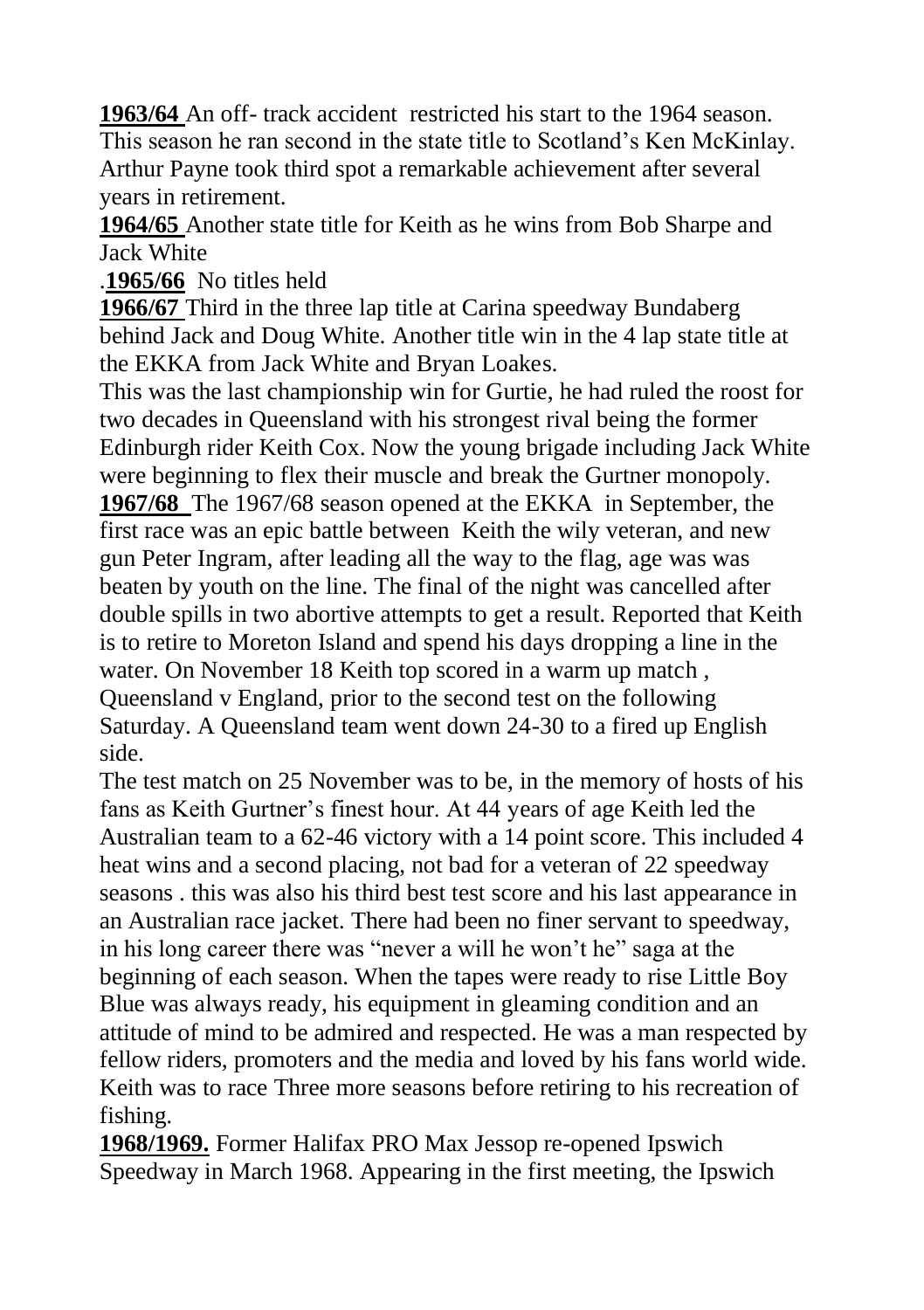**1963/64** An off- track accident restricted his start to the 1964 season. This season he ran second in the state title to Scotland's Ken McKinlay. Arthur Payne took third spot a remarkable achievement after several years in retirement.

**1964/65** Another state title for Keith as he wins from Bob Sharpe and Jack White

.**1965/66** No titles held

**1966/67** Third in the three lap title at Carina speedway Bundaberg behind Jack and Doug White. Another title win in the 4 lap state title at the EKKA from Jack White and Bryan Loakes.

This was the last championship win for Gurtie, he had ruled the roost for two decades in Queensland with his strongest rival being the former Edinburgh rider Keith Cox. Now the young brigade including Jack White were beginning to flex their muscle and break the Gurtner monopoly.

**1967/68** The 1967/68 season opened at the EKKA in September, the first race was an epic battle between Keith the wily veteran, and new gun Peter Ingram, after leading all the way to the flag, age was was beaten by youth on the line. The final of the night was cancelled after double spills in two abortive attempts to get a result. Reported that Keith is to retire to Moreton Island and spend his days dropping a line in the water. On November 18 Keith top scored in a warm up match , Queensland v England, prior to the second test on the following Saturday. A Queensland team went down 24-30 to a fired up English side.

The test match on 25 November was to be, in the memory of hosts of his fans as Keith Gurtner's finest hour. At 44 years of age Keith led the Australian team to a 62-46 victory with a 14 point score. This included 4 heat wins and a second placing, not bad for a veteran of 22 speedway seasons . this was also his third best test score and his last appearance in an Australian race jacket. There had been no finer servant to speedway, in his long career there was "never a will he won't he" saga at the beginning of each season. When the tapes were ready to rise Little Boy Blue was always ready, his equipment in gleaming condition and an attitude of mind to be admired and respected. He was a man respected by fellow riders, promoters and the media and loved by his fans world wide. Keith was to race Three more seasons before retiring to his recreation of fishing.

**1968/1969.** Former Halifax PRO Max Jessop re-opened Ipswich Speedway in March 1968. Appearing in the first meeting, the Ipswich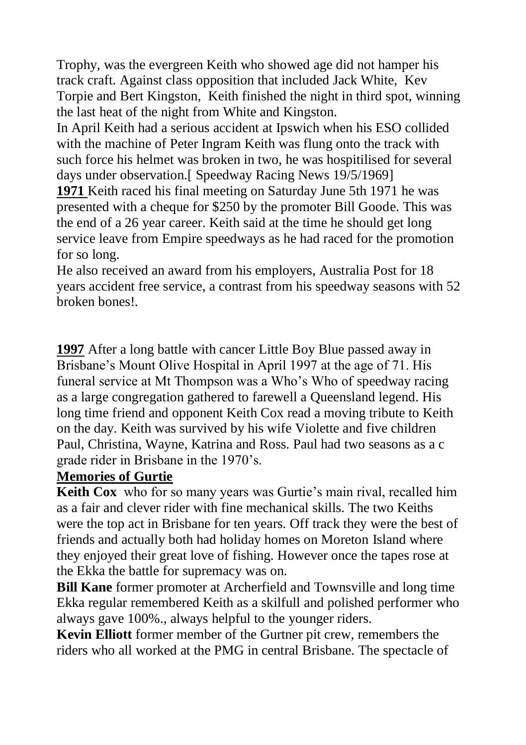Trophy, was the evergreen Keith who showed age did not hamper his track craft. Against class opposition that included Jack White, Kev Torpie and Bert Kingston, Keith finished the night in third spot, winning the last heat of the night from White and Kingston.

In April Keith had a serious accident at Ipswich when his ESO collided with the machine of Peter Ingram Keith was flung onto the track with such force his helmet was broken in two, he was hospitilised for several days under observation.[ Speedway Racing News 19/5/1969]

**1971** Keith raced his final meeting on Saturday June 5th 1971 he was presented with a cheque for $250 by the promoter Bill Goode. This was the end of a 26 year career. Keith said at the time he should get long service leave from Empire speedways as he had raced for the promotion for so long.

He also received an award from his employers, Australia Post for 18 years accident free service, a contrast from his speedway seasons with 52 broken bones!.

**1997** After a long battle with cancer Little Boy Blue passed away in Brisbane's Mount Olive Hospital in April 1997 at the age of 71. His funeral service at Mt Thompson was a Who's Who of speedway racing as a large congregation gathered to farewell a Queensland legend. His long time friend and opponent Keith Cox read a moving tribute to Keith on the day. Keith was survived by his wife Violette and five children Paul, Christina, Wayne, Katrina and Ross. Paul had two seasons as a c grade rider in Brisbane in the 1970's.

**Memories of Gurtie**

**Keith Cox** who for so many years was Gurtie's main rival, recalled him as a fair and clever rider with fine mechanical skills. The two Keiths were the top act in Brisbane for ten years. Off track they were the best of friends and actually both had holiday homes on Moreton Island where they enjoyed their great love of fishing. However once the tapes rose at the Ekka the battle for supremacy was on.

**Bill Kane** former promoter at Archerfield and Townsville and long time Ekka regular remembered Keith as a skilfull and polished performer who always gave 100%., always helpful to the younger riders.

**Kevin Elliott** former member of the Gurtner pit crew, remembers the riders who all worked at the PMG in central Brisbane. The spectacle of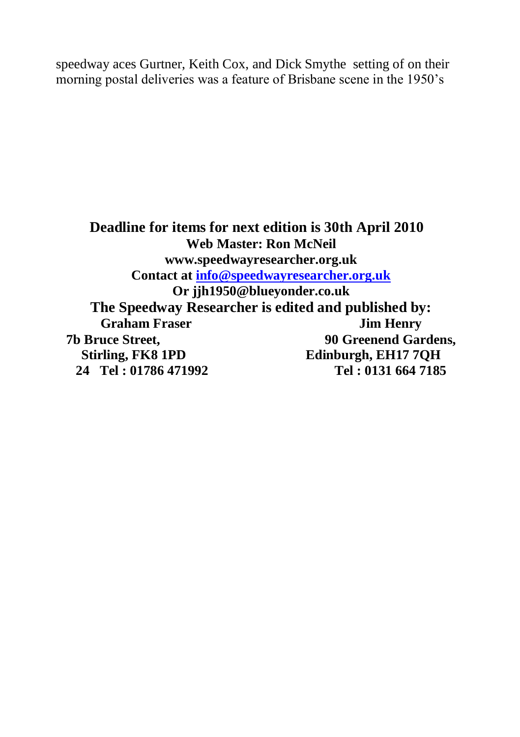speedway aces Gurtner, Keith Cox, and Dick Smythe setting of on their morning postal deliveries was a feature of Brisbane scene in the 1950's

**Deadline for items for next edition is 30th April 2010**

**Web Master: Ron McNeil**

**www.speedwayresearcher.org.uk**

**Contact at [info@speedwayresearcher.org.uk](mailto:info@speedwayresearcher.org.uk)**

**Or jjh1950@blueyonder.co.uk**

**The Speedway Researcher is edited and published by:**

| | |
|---|---|
| **Graham Fraser** | **Jim Henry** |
| **7b Bruce Street,** | **90 Greenend Gardens,** |
| **Stirling, FK8 1PD** | **Edinburgh, EH17 7QH** |
| **Tel : 01786 471992** | **Tel : 0131 664 7185** |